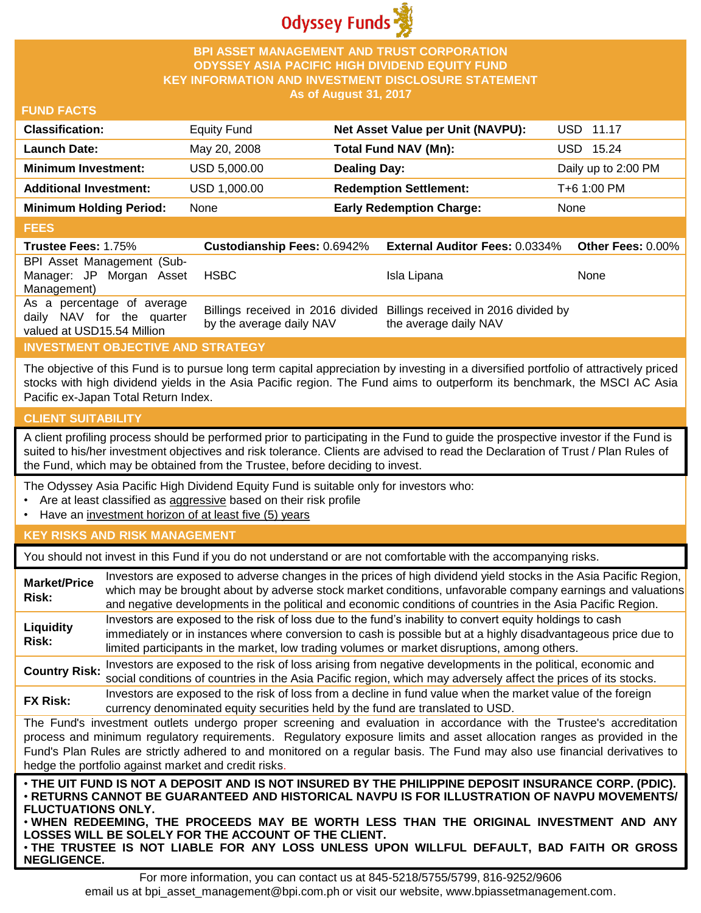Odyssey Funds

# BPI ASSET MANAGEMENT AND TRUST CORPORATION
# ODYSSEY ASIA PACIFIC HIGH DIVIDEND EQUITY FUND
# KEY INFORMATION AND INVESTMENT DISCLOSURE STATEMENT
**As of August 31, 2017**

## FUND FACTS

| | | | |
|---|---|---|---|
| **Classification:** | Equity Fund | **Net Asset Value per Unit (NAVPU):** | USD 11.17 |
| **Launch Date:** | May 20, 2008 | **Total Fund NAV (Mn):** | USD 15.24 |
| **Minimum Investment:** | USD 5,000.00 | **Dealing Day:** | Daily up to 2:00 PM |
| **Additional Investment:** | USD 1,000.00 | **Redemption Settlement:** | T+6 1:00 PM |
| **Minimum Holding Period:** | None | **Early Redemption Charge:** | None |

## FEES

| **Trustee Fees:** 1.75% | **Custodianship Fees:** 0.6942% | **External Auditor Fees:** 0.0334% | **Other Fees:** 0.00% |
|---|---|---|---|
| BPI Asset Management (Sub-Manager: JP Morgan Asset Management) | HSBC | Isla Lipana | None |
| As a percentage of average daily NAV for the quarter valued at USD15.54 Million | Billings received in 2016 divided by the average daily NAV | Billings received in 2016 divided by the average daily NAV | |

## INVESTMENT OBJECTIVE AND STRATEGY

The objective of this Fund is to pursue long term capital appreciation by investing in a diversified portfolio of attractively priced stocks with high dividend yields in the Asia Pacific region. The Fund aims to outperform its benchmark, the MSCI AC Asia Pacific ex-Japan Total Return Index.

## CLIENT SUITABILITY

A client profiling process should be performed prior to participating in the Fund to guide the prospective investor if the Fund is suited to his/her investment objectives and risk tolerance. Clients are advised to read the Declaration of Trust / Plan Rules of the Fund, which may be obtained from the Trustee, before deciding to invest.

The Odyssey Asia Pacific High Dividend Equity Fund is suitable only for investors who:

- Are at least classified as aggressive based on their risk profile
- Have an investment horizon of at least five (5) years

## KEY RISKS AND RISK MANAGEMENT

You should not invest in this Fund if you do not understand or are not comfortable with the accompanying risks.

| | |
|---|---|
| **Market/Price Risk:** | Investors are exposed to adverse changes in the prices of high dividend yield stocks in the Asia Pacific Region, which may be brought about by adverse stock market conditions, unfavorable company earnings and valuations and negative developments in the political and economic conditions of countries in the Asia Pacific Region. |
| **Liquidity Risk:** | Investors are exposed to the risk of loss due to the fund's inability to convert equity holdings to cash immediately or in instances where conversion to cash is possible but at a highly disadvantageous price due to limited participants in the market, low trading volumes or market disruptions, among others. |
| **Country Risk:** | Investors are exposed to the risk of loss arising from negative developments in the political, economic and social conditions of countries in the Asia Pacific region, which may adversely affect the prices of its stocks. |
| **FX Risk:** | Investors are exposed to the risk of loss from a decline in fund value when the market value of the foreign currency denominated equity securities held by the fund are translated to USD. |

The Fund's investment outlets undergo proper screening and evaluation in accordance with the Trustee's accreditation process and minimum regulatory requirements. Regulatory exposure limits and asset allocation ranges as provided in the Fund's Plan Rules are strictly adhered to and monitored on a regular basis. The Fund may also use financial derivatives to hedge the portfolio against market and credit risks.

**• THE UIT FUND IS NOT A DEPOSIT AND IS NOT INSURED BY THE PHILIPPINE DEPOSIT INSURANCE CORP. (PDIC).**
**• RETURNS CANNOT BE GUARANTEED AND HISTORICAL NAVPU IS FOR ILLUSTRATION OF NAVPU MOVEMENTS/ FLUCTUATIONS ONLY.**
**• WHEN REDEEMING, THE PROCEEDS MAY BE WORTH LESS THAN THE ORIGINAL INVESTMENT AND ANY LOSSES WILL BE SOLELY FOR THE ACCOUNT OF THE CLIENT.**
**• THE TRUSTEE IS NOT LIABLE FOR ANY LOSS UNLESS UPON WILLFUL DEFAULT, BAD FAITH OR GROSS NEGLIGENCE.**

For more information, you can contact us at 845-5218/5755/5799, 816-9252/9606
email us at bpi_asset_management@bpi.com.ph or visit our website, www.bpiassetmanagement.com.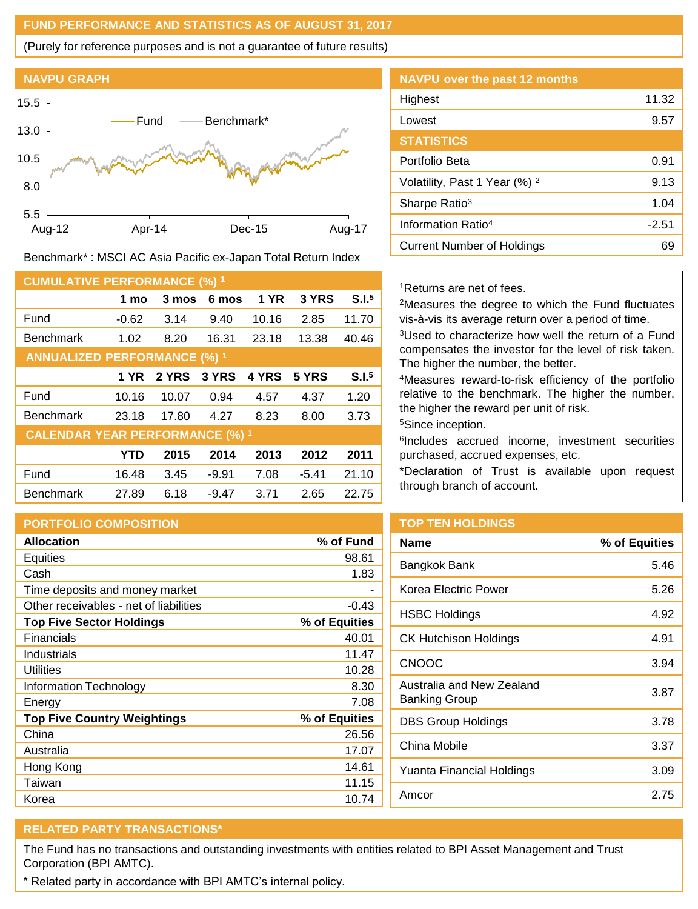## FUND PERFORMANCE AND STATISTICS AS OF AUGUST 31, 2017

(Purely for reference purposes and is not a guarantee of future results)

### NAVPU GRAPH

Benchmark* : MSCI AC Asia Pacific ex-Japan Total Return Index

### NAVPU over the past 12 months

| | |
|---|---|
| Highest | 11.32 |
| Lowest | 9.57 |

### STATISTICS

| | |
|---|---|
| Portfolio Beta | 0.91 |
| Volatility, Past 1 Year (%) [2] | 9.13 |
| Sharpe Ratio[3] | 1.04 |
| Information Ratio[4] | -2.51 |
| Current Number of Holdings | 69 |

### CUMULATIVE PERFORMANCE (%) [1]

| | 1 mo | 3 mos | 6 mos | 1 YR | 3 YRS | S.I.[5] |
|---|---|---|---|---|---|---|
| Fund | -0.62 | 3.14 | 9.40 | 10.16 | 2.85 | 11.70 |
| Benchmark | 1.02 | 8.20 | 16.31 | 23.18 | 13.38 | 40.46 |

### ANNUALIZED PERFORMANCE (%) [1]

| | 1 YR | 2 YRS | 3 YRS | 4 YRS | 5 YRS | S.I.[5] |
|---|---|---|---|---|---|---|
| Fund | 10.16 | 10.07 | 0.94 | 4.57 | 4.37 | 1.20 |
| Benchmark | 23.18 | 17.80 | 4.27 | 8.23 | 8.00 | 3.73 |

### CALENDAR YEAR PERFORMANCE (%) [1]

| | YTD | 2015 | 2014 | 2013 | 2012 | 2011 |
|---|---|---|---|---|---|---|
| Fund | 16.48 | 3.45 | -9.91 | 7.08 | -5.41 | 21.10 |
| Benchmark | 27.89 | 6.18 | -9.47 | 3.71 | 2.65 | 22.75 |

[1]Returns are net of fees.

[2]Measures the degree to which the Fund fluctuates vis-à-vis its average return over a period of time.

[3]Used to characterize how well the return of a Fund compensates the investor for the level of risk taken. The higher the number, the better.

[4]Measures reward-to-risk efficiency of the portfolio relative to the benchmark. The higher the number, the higher the reward per unit of risk.

[5]Since inception.

[6]Includes accrued income, investment securities purchased, accrued expenses, etc.

*Declaration of Trust is available upon request through branch of account.

### PORTFOLIO COMPOSITION

| Allocation | % of Fund |
|---|---|
| Equities | 98.61 |
| Cash | 1.83 |
| Time deposits and money market | - |
| Other receivables - net of liabilities | -0.43 |
| **Top Five Sector Holdings** | **% of Equities** |
| Financials | 40.01 |
| Industrials | 11.47 |
| Utilities | 10.28 |
| Information Technology | 8.30 |
| Energy | 7.08 |
| **Top Five Country Weightings** | **% of Equities** |
| China | 26.56 |
| Australia | 17.07 |
| Hong Kong | 14.61 |
| Taiwan | 11.15 |
| Korea | 10.74 |

### TOP TEN HOLDINGS

| Name | % of Equities |
|---|---|
| Bangkok Bank | 5.46 |
| Korea Electric Power | 5.26 |
| HSBC Holdings | 4.92 |
| CK Hutchison Holdings | 4.91 |
| CNOOC | 3.94 |
| Australia and New Zealand Banking Group | 3.87 |
| DBS Group Holdings | 3.78 |
| China Mobile | 3.37 |
| Yuanta Financial Holdings | 3.09 |
| Amcor | 2.75 |

### RELATED PARTY TRANSACTIONS*

The Fund has no transactions and outstanding investments with entities related to BPI Asset Management and Trust Corporation (BPI AMTC).

* Related party in accordance with BPI AMTC's internal policy.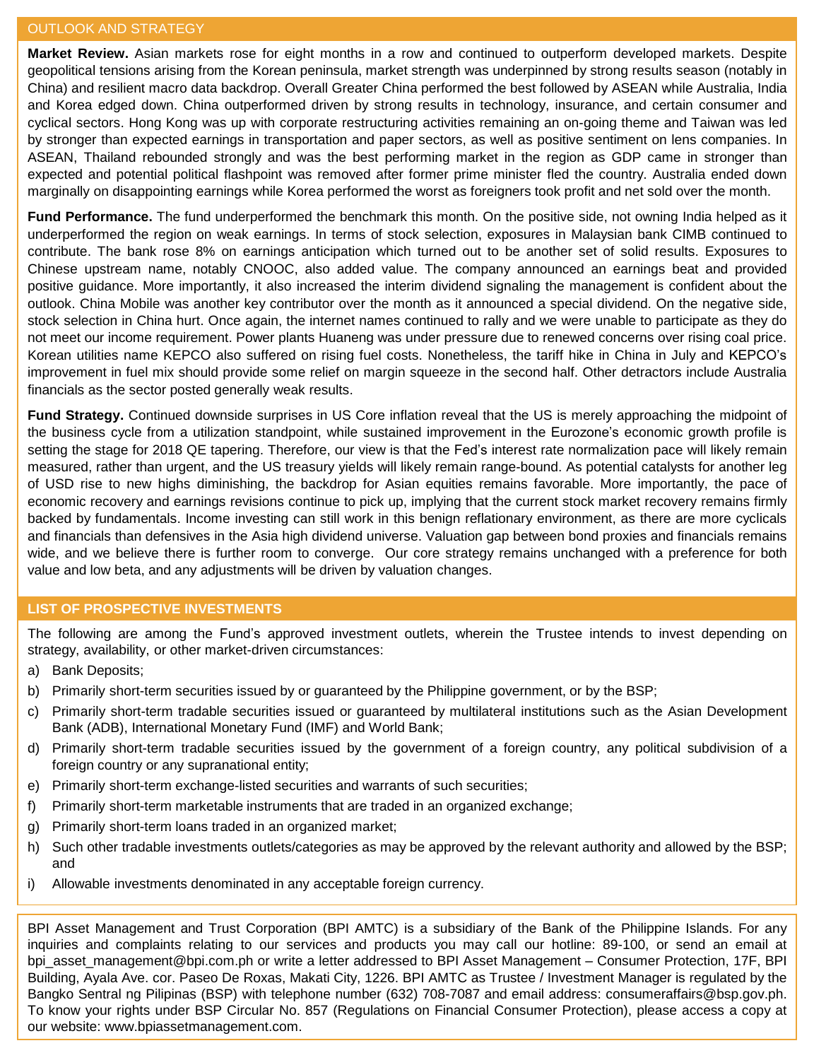## OUTLOOK AND STRATEGY

**Market Review.** Asian markets rose for eight months in a row and continued to outperform developed markets. Despite geopolitical tensions arising from the Korean peninsula, market strength was underpinned by strong results season (notably in China) and resilient macro data backdrop. Overall Greater China performed the best followed by ASEAN while Australia, India and Korea edged down. China outperformed driven by strong results in technology, insurance, and certain consumer and cyclical sectors. Hong Kong was up with corporate restructuring activities remaining an on-going theme and Taiwan was led by stronger than expected earnings in transportation and paper sectors, as well as positive sentiment on lens companies. In ASEAN, Thailand rebounded strongly and was the best performing market in the region as GDP came in stronger than expected and potential political flashpoint was removed after former prime minister fled the country. Australia ended down marginally on disappointing earnings while Korea performed the worst as foreigners took profit and net sold over the month.

**Fund Performance.** The fund underperformed the benchmark this month. On the positive side, not owning India helped as it underperformed the region on weak earnings. In terms of stock selection, exposures in Malaysian bank CIMB continued to contribute. The bank rose 8% on earnings anticipation which turned out to be another set of solid results. Exposures to Chinese upstream name, notably CNOOC, also added value. The company announced an earnings beat and provided positive guidance. More importantly, it also increased the interim dividend signaling the management is confident about the outlook. China Mobile was another key contributor over the month as it announced a special dividend. On the negative side, stock selection in China hurt. Once again, the internet names continued to rally and we were unable to participate as they do not meet our income requirement. Power plants Huaneng was under pressure due to renewed concerns over rising coal price. Korean utilities name KEPCO also suffered on rising fuel costs. Nonetheless, the tariff hike in China in July and KEPCO's improvement in fuel mix should provide some relief on margin squeeze in the second half. Other detractors include Australia financials as the sector posted generally weak results.

**Fund Strategy.** Continued downside surprises in US Core inflation reveal that the US is merely approaching the midpoint of the business cycle from a utilization standpoint, while sustained improvement in the Eurozone's economic growth profile is setting the stage for 2018 QE tapering. Therefore, our view is that the Fed's interest rate normalization pace will likely remain measured, rather than urgent, and the US treasury yields will likely remain range-bound. As potential catalysts for another leg of USD rise to new highs diminishing, the backdrop for Asian equities remains favorable. More importantly, the pace of economic recovery and earnings revisions continue to pick up, implying that the current stock market recovery remains firmly backed by fundamentals. Income investing can still work in this benign reflationary environment, as there are more cyclicals and financials than defensives in the Asia high dividend universe. Valuation gap between bond proxies and financials remains wide, and we believe there is further room to converge. Our core strategy remains unchanged with a preference for both value and low beta, and any adjustments will be driven by valuation changes.

## LIST OF PROSPECTIVE INVESTMENTS

The following are among the Fund's approved investment outlets, wherein the Trustee intends to invest depending on strategy, availability, or other market-driven circumstances:

a) Bank Deposits;
b) Primarily short-term securities issued by or guaranteed by the Philippine government, or by the BSP;
c) Primarily short-term tradable securities issued or guaranteed by multilateral institutions such as the Asian Development Bank (ADB), International Monetary Fund (IMF) and World Bank;
d) Primarily short-term tradable securities issued by the government of a foreign country, any political subdivision of a foreign country or any supranational entity;
e) Primarily short-term exchange-listed securities and warrants of such securities;
f) Primarily short-term marketable instruments that are traded in an organized exchange;
g) Primarily short-term loans traded in an organized market;
h) Such other tradable investments outlets/categories as may be approved by the relevant authority and allowed by the BSP; and
i) Allowable investments denominated in any acceptable foreign currency.

BPI Asset Management and Trust Corporation (BPI AMTC) is a subsidiary of the Bank of the Philippine Islands. For any inquiries and complaints relating to our services and products you may call our hotline: 89-100, or send an email at bpi_asset_management@bpi.com.ph or write a letter addressed to BPI Asset Management – Consumer Protection, 17F, BPI Building, Ayala Ave. cor. Paseo De Roxas, Makati City, 1226. BPI AMTC as Trustee / Investment Manager is regulated by the Bangko Sentral ng Pilipinas (BSP) with telephone number (632) 708-7087 and email address: consumeraffairs@bsp.gov.ph. To know your rights under BSP Circular No. 857 (Regulations on Financial Consumer Protection), please access a copy at our website: www.bpiassetmanagement.com.